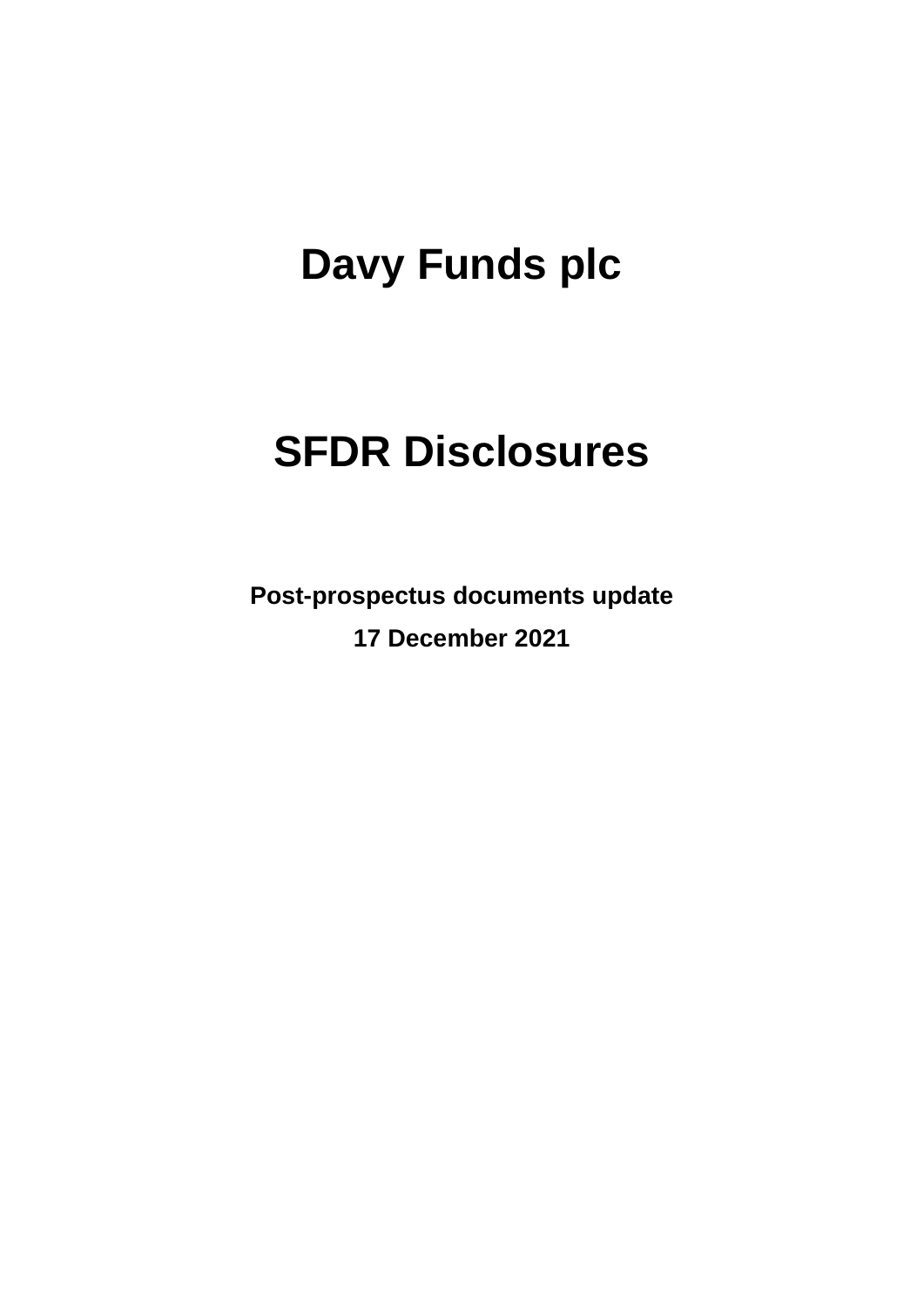# Davy Funds plc

# SFDR Disclosures

**Post-prospectus documents update**

**17 December 2021**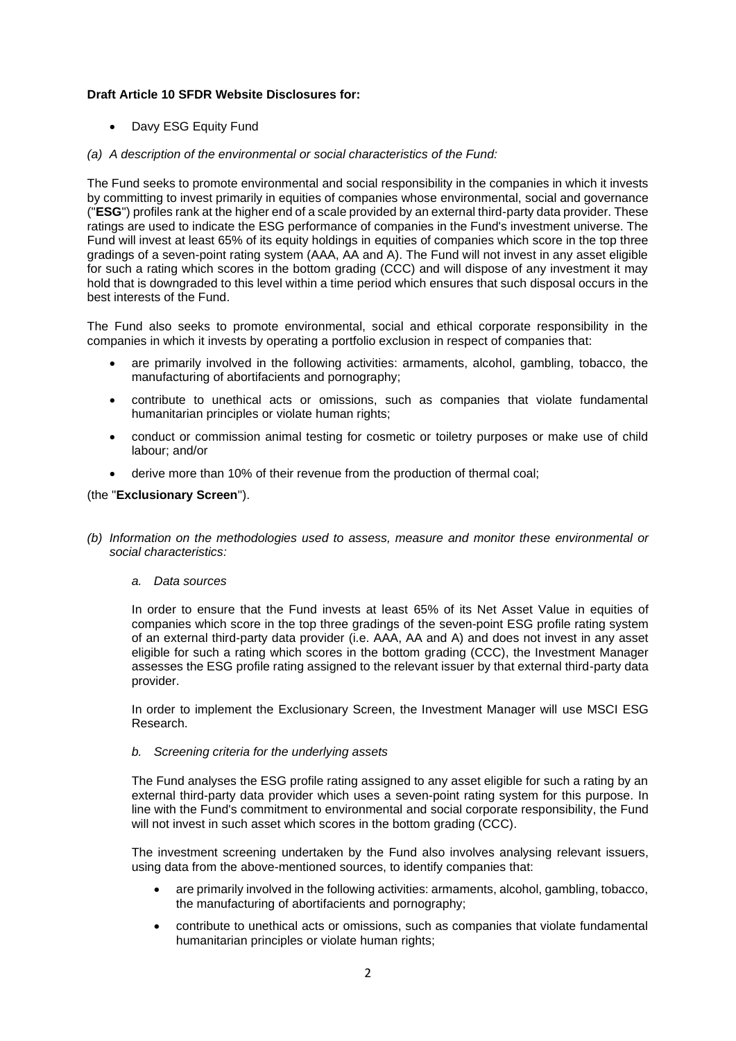**Draft Article 10 SFDR Website Disclosures for:**

- Davy ESG Equity Fund

*(a) A description of the environmental or social characteristics of the Fund:*

The Fund seeks to promote environmental and social responsibility in the companies in which it invests by committing to invest primarily in equities of companies whose environmental, social and governance ("**ESG**") profiles rank at the higher end of a scale provided by an external third-party data provider. These ratings are used to indicate the ESG performance of companies in the Fund's investment universe. The Fund will invest at least 65% of its equity holdings in equities of companies which score in the top three gradings of a seven-point rating system (AAA, AA and A). The Fund will not invest in any asset eligible for such a rating which scores in the bottom grading (CCC) and will dispose of any investment it may hold that is downgraded to this level within a time period which ensures that such disposal occurs in the best interests of the Fund.

The Fund also seeks to promote environmental, social and ethical corporate responsibility in the companies in which it invests by operating a portfolio exclusion in respect of companies that:

- are primarily involved in the following activities: armaments, alcohol, gambling, tobacco, the manufacturing of abortifacients and pornography;
- contribute to unethical acts or omissions, such as companies that violate fundamental humanitarian principles or violate human rights;
- conduct or commission animal testing for cosmetic or toiletry purposes or make use of child labour; and/or
- derive more than 10% of their revenue from the production of thermal coal;

(the "**Exclusionary Screen**").

*(b) Information on the methodologies used to assess, measure and monitor these environmental or social characteristics:*

*a. Data sources*

In order to ensure that the Fund invests at least 65% of its Net Asset Value in equities of companies which score in the top three gradings of the seven-point ESG profile rating system of an external third-party data provider (i.e. AAA, AA and A) and does not invest in any asset eligible for such a rating which scores in the bottom grading (CCC), the Investment Manager assesses the ESG profile rating assigned to the relevant issuer by that external third-party data provider.

In order to implement the Exclusionary Screen, the Investment Manager will use MSCI ESG Research.

*b. Screening criteria for the underlying assets*

The Fund analyses the ESG profile rating assigned to any asset eligible for such a rating by an external third-party data provider which uses a seven-point rating system for this purpose. In line with the Fund's commitment to environmental and social corporate responsibility, the Fund will not invest in such asset which scores in the bottom grading (CCC).

The investment screening undertaken by the Fund also involves analysing relevant issuers, using data from the above-mentioned sources, to identify companies that:

- are primarily involved in the following activities: armaments, alcohol, gambling, tobacco, the manufacturing of abortifacients and pornography;
- contribute to unethical acts or omissions, such as companies that violate fundamental humanitarian principles or violate human rights;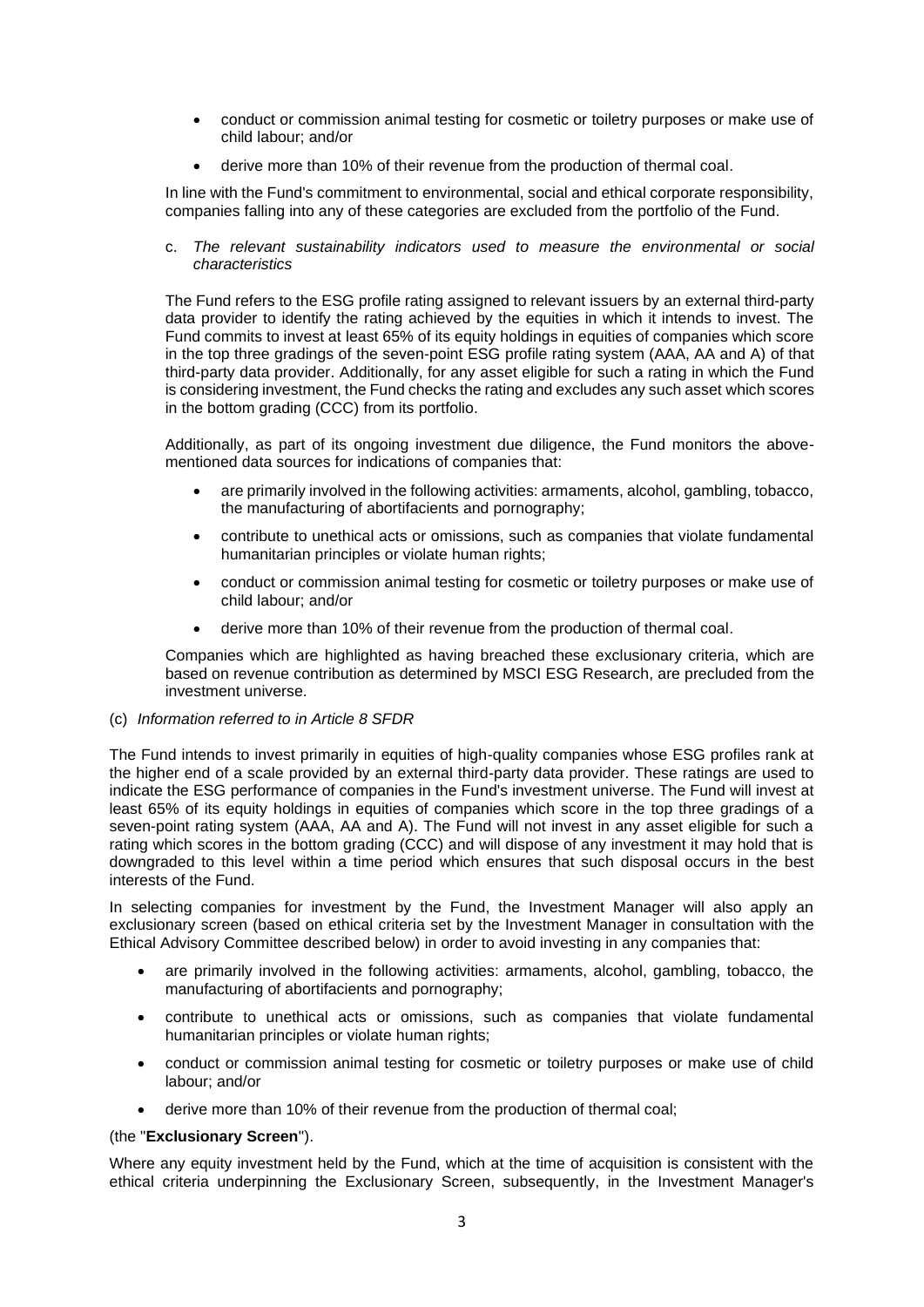- conduct or commission animal testing for cosmetic or toiletry purposes or make use of child labour; and/or
- derive more than 10% of their revenue from the production of thermal coal.

In line with the Fund's commitment to environmental, social and ethical corporate responsibility, companies falling into any of these categories are excluded from the portfolio of the Fund.

c. *The relevant sustainability indicators used to measure the environmental or social characteristics*

The Fund refers to the ESG profile rating assigned to relevant issuers by an external third-party data provider to identify the rating achieved by the equities in which it intends to invest. The Fund commits to invest at least 65% of its equity holdings in equities of companies which score in the top three gradings of the seven-point ESG profile rating system (AAA, AA and A) of that third-party data provider. Additionally, for any asset eligible for such a rating in which the Fund is considering investment, the Fund checks the rating and excludes any such asset which scores in the bottom grading (CCC) from its portfolio.

Additionally, as part of its ongoing investment due diligence, the Fund monitors the above-mentioned data sources for indications of companies that:

- are primarily involved in the following activities: armaments, alcohol, gambling, tobacco, the manufacturing of abortifacients and pornography;
- contribute to unethical acts or omissions, such as companies that violate fundamental humanitarian principles or violate human rights;
- conduct or commission animal testing for cosmetic or toiletry purposes or make use of child labour; and/or
- derive more than 10% of their revenue from the production of thermal coal.

Companies which are highlighted as having breached these exclusionary criteria, which are based on revenue contribution as determined by MSCI ESG Research, are precluded from the investment universe.

(c) *Information referred to in Article 8 SFDR*

The Fund intends to invest primarily in equities of high-quality companies whose ESG profiles rank at the higher end of a scale provided by an external third-party data provider. These ratings are used to indicate the ESG performance of companies in the Fund's investment universe. The Fund will invest at least 65% of its equity holdings in equities of companies which score in the top three gradings of a seven-point rating system (AAA, AA and A). The Fund will not invest in any asset eligible for such a rating which scores in the bottom grading (CCC) and will dispose of any investment it may hold that is downgraded to this level within a time period which ensures that such disposal occurs in the best interests of the Fund.

In selecting companies for investment by the Fund, the Investment Manager will also apply an exclusionary screen (based on ethical criteria set by the Investment Manager in consultation with the Ethical Advisory Committee described below) in order to avoid investing in any companies that:

- are primarily involved in the following activities: armaments, alcohol, gambling, tobacco, the manufacturing of abortifacients and pornography;
- contribute to unethical acts or omissions, such as companies that violate fundamental humanitarian principles or violate human rights;
- conduct or commission animal testing for cosmetic or toiletry purposes or make use of child labour; and/or
- derive more than 10% of their revenue from the production of thermal coal;

(the "**Exclusionary Screen**").

Where any equity investment held by the Fund, which at the time of acquisition is consistent with the ethical criteria underpinning the Exclusionary Screen, subsequently, in the Investment Manager's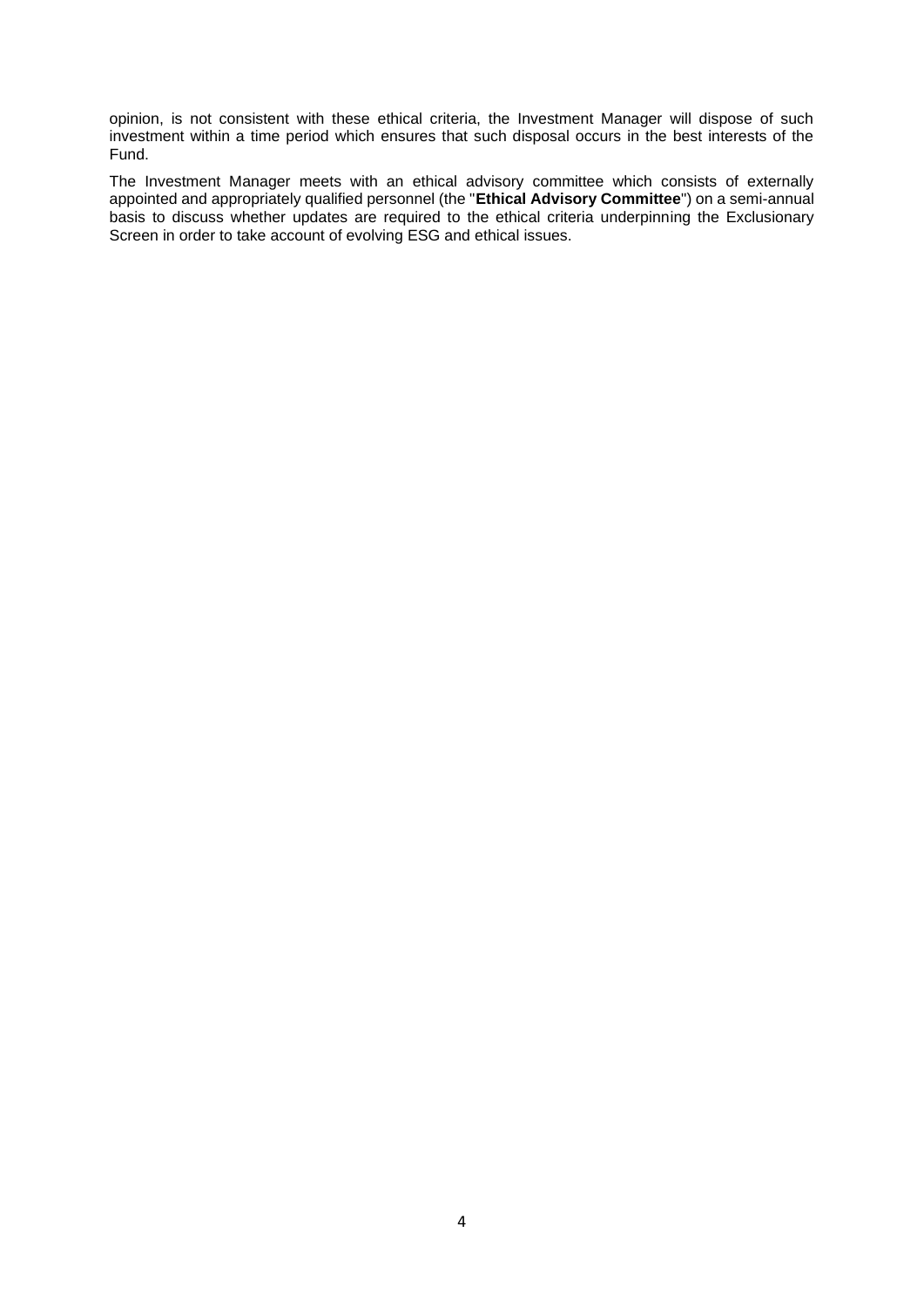opinion, is not consistent with these ethical criteria, the Investment Manager will dispose of such investment within a time period which ensures that such disposal occurs in the best interests of the Fund.

The Investment Manager meets with an ethical advisory committee which consists of externally appointed and appropriately qualified personnel (the "**Ethical Advisory Committee**") on a semi-annual basis to discuss whether updates are required to the ethical criteria underpinning the Exclusionary Screen in order to take account of evolving ESG and ethical issues.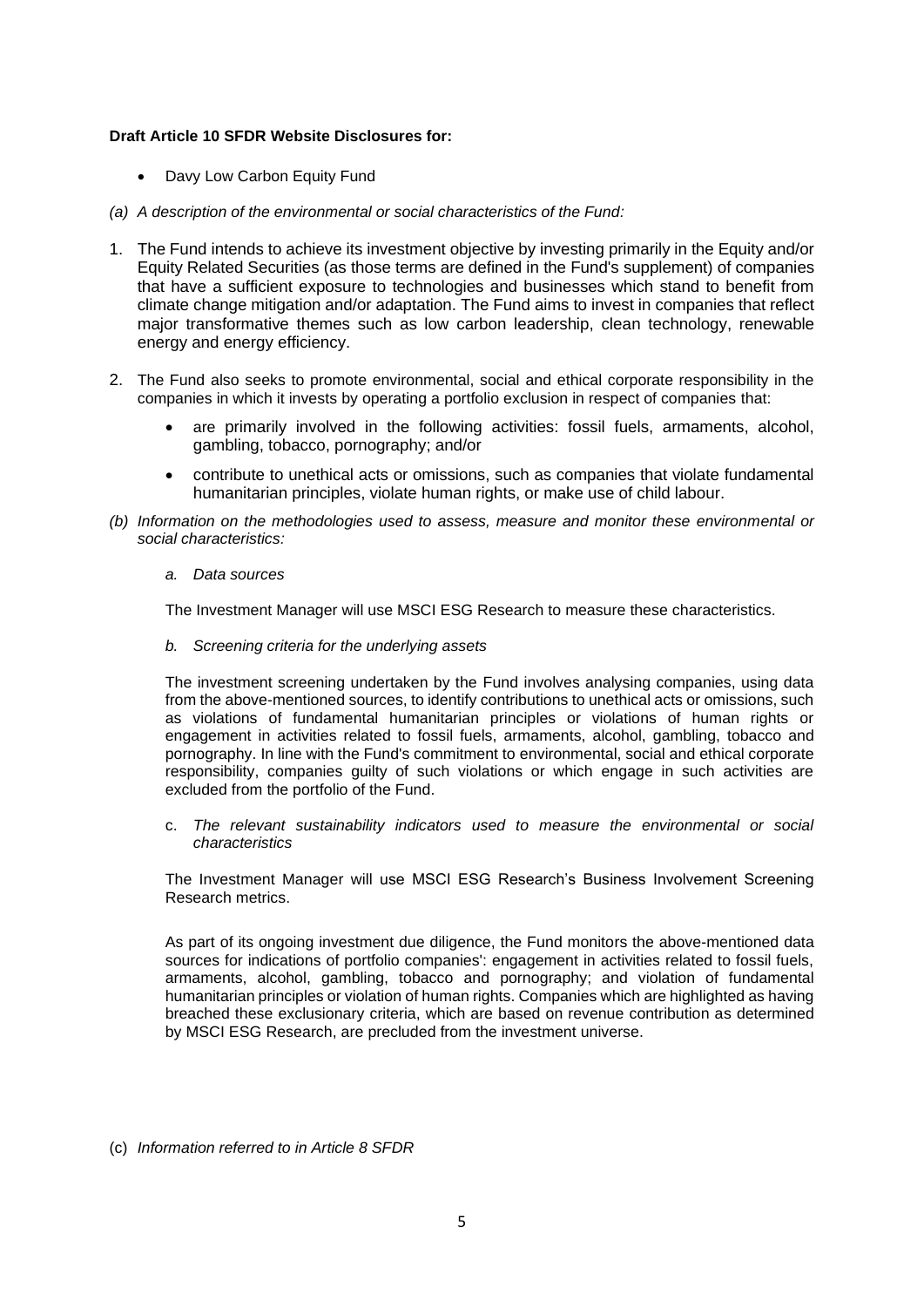**Draft Article 10 SFDR Website Disclosures for:**

- Davy Low Carbon Equity Fund

*(a) A description of the environmental or social characteristics of the Fund:*

1. The Fund intends to achieve its investment objective by investing primarily in the Equity and/or Equity Related Securities (as those terms are defined in the Fund's supplement) of companies that have a sufficient exposure to technologies and businesses which stand to benefit from climate change mitigation and/or adaptation. The Fund aims to invest in companies that reflect major transformative themes such as low carbon leadership, clean technology, renewable energy and energy efficiency.

2. The Fund also seeks to promote environmental, social and ethical corporate responsibility in the companies in which it invests by operating a portfolio exclusion in respect of companies that:

   - are primarily involved in the following activities: fossil fuels, armaments, alcohol, gambling, tobacco, pornography; and/or
   - contribute to unethical acts or omissions, such as companies that violate fundamental humanitarian principles, violate human rights, or make use of child labour.

*(b) Information on the methodologies used to assess, measure and monitor these environmental or social characteristics:*

*a. Data sources*

The Investment Manager will use MSCI ESG Research to measure these characteristics.

*b. Screening criteria for the underlying assets*

The investment screening undertaken by the Fund involves analysing companies, using data from the above-mentioned sources, to identify contributions to unethical acts or omissions, such as violations of fundamental humanitarian principles or violations of human rights or engagement in activities related to fossil fuels, armaments, alcohol, gambling, tobacco and pornography. In line with the Fund's commitment to environmental, social and ethical corporate responsibility, companies guilty of such violations or which engage in such activities are excluded from the portfolio of the Fund.

c. *The relevant sustainability indicators used to measure the environmental or social characteristics*

The Investment Manager will use MSCI ESG Research's Business Involvement Screening Research metrics.

As part of its ongoing investment due diligence, the Fund monitors the above-mentioned data sources for indications of portfolio companies': engagement in activities related to fossil fuels, armaments, alcohol, gambling, tobacco and pornography; and violation of fundamental humanitarian principles or violation of human rights. Companies which are highlighted as having breached these exclusionary criteria, which are based on revenue contribution as determined by MSCI ESG Research, are precluded from the investment universe.

(c) *Information referred to in Article 8 SFDR*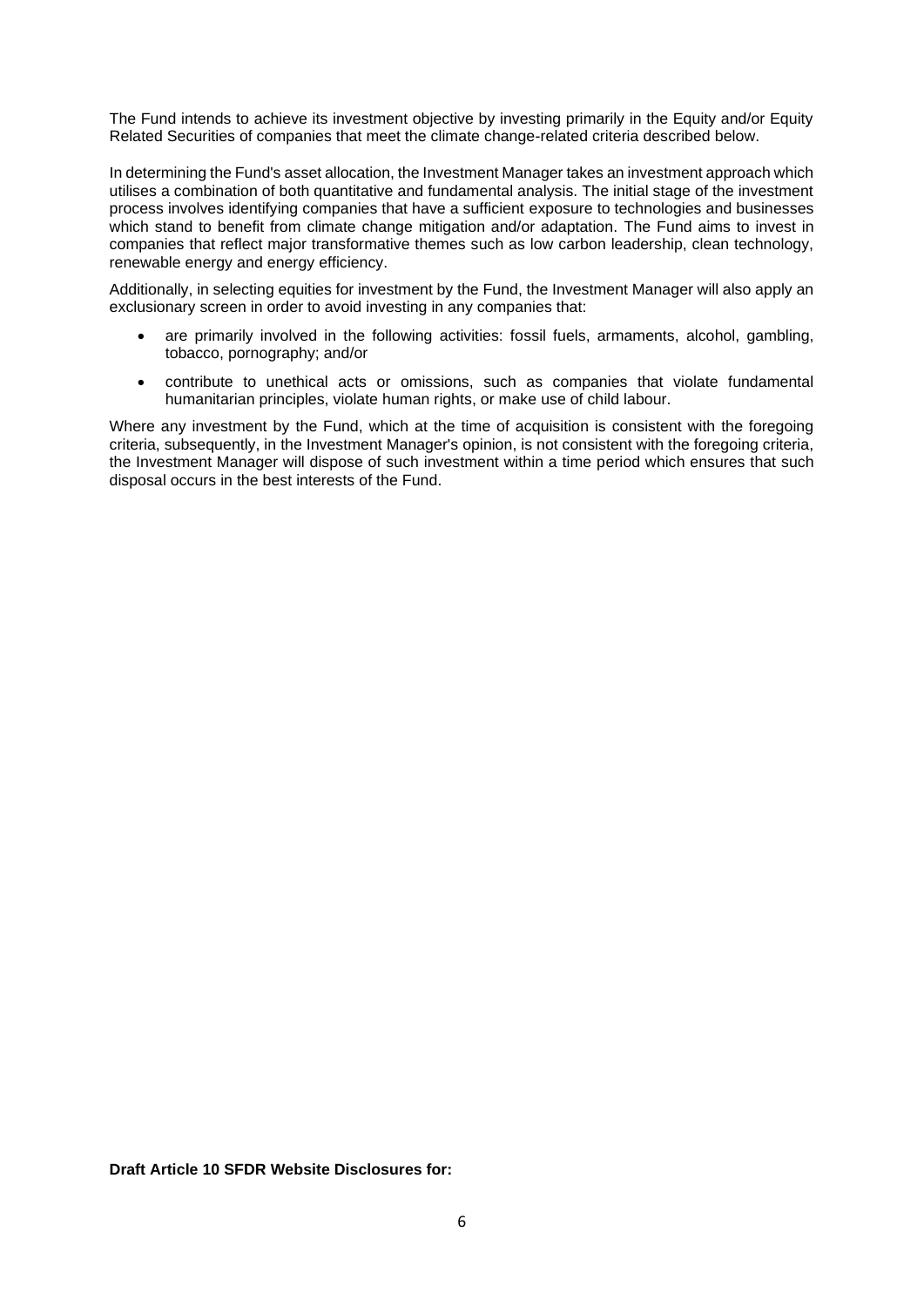The Fund intends to achieve its investment objective by investing primarily in the Equity and/or Equity Related Securities of companies that meet the climate change-related criteria described below.

In determining the Fund's asset allocation, the Investment Manager takes an investment approach which utilises a combination of both quantitative and fundamental analysis. The initial stage of the investment process involves identifying companies that have a sufficient exposure to technologies and businesses which stand to benefit from climate change mitigation and/or adaptation. The Fund aims to invest in companies that reflect major transformative themes such as low carbon leadership, clean technology, renewable energy and energy efficiency.

Additionally, in selecting equities for investment by the Fund, the Investment Manager will also apply an exclusionary screen in order to avoid investing in any companies that:

- are primarily involved in the following activities: fossil fuels, armaments, alcohol, gambling, tobacco, pornography; and/or
- contribute to unethical acts or omissions, such as companies that violate fundamental humanitarian principles, violate human rights, or make use of child labour.

Where any investment by the Fund, which at the time of acquisition is consistent with the foregoing criteria, subsequently, in the Investment Manager's opinion, is not consistent with the foregoing criteria, the Investment Manager will dispose of such investment within a time period which ensures that such disposal occurs in the best interests of the Fund.

**Draft Article 10 SFDR Website Disclosures for:**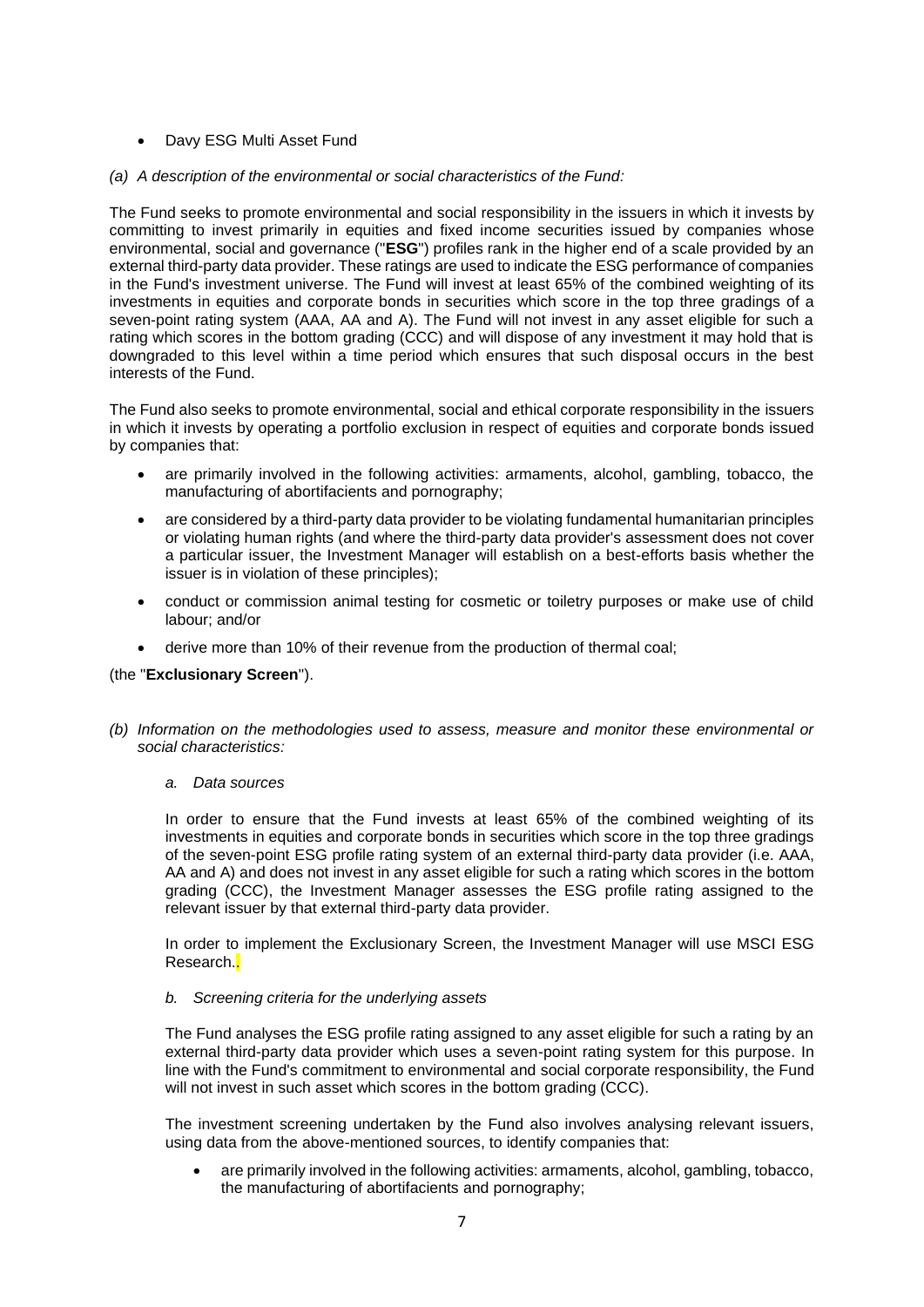- Davy ESG Multi Asset Fund

*(a) A description of the environmental or social characteristics of the Fund:*

The Fund seeks to promote environmental and social responsibility in the issuers in which it invests by committing to invest primarily in equities and fixed income securities issued by companies whose environmental, social and governance ("**ESG**") profiles rank in the higher end of a scale provided by an external third-party data provider. These ratings are used to indicate the ESG performance of companies in the Fund's investment universe. The Fund will invest at least 65% of the combined weighting of its investments in equities and corporate bonds in securities which score in the top three gradings of a seven-point rating system (AAA, AA and A). The Fund will not invest in any asset eligible for such a rating which scores in the bottom grading (CCC) and will dispose of any investment it may hold that is downgraded to this level within a time period which ensures that such disposal occurs in the best interests of the Fund.

The Fund also seeks to promote environmental, social and ethical corporate responsibility in the issuers in which it invests by operating a portfolio exclusion in respect of equities and corporate bonds issued by companies that:

- are primarily involved in the following activities: armaments, alcohol, gambling, tobacco, the manufacturing of abortifacients and pornography;
- are considered by a third-party data provider to be violating fundamental humanitarian principles or violating human rights (and where the third-party data provider's assessment does not cover a particular issuer, the Investment Manager will establish on a best-efforts basis whether the issuer is in violation of these principles);
- conduct or commission animal testing for cosmetic or toiletry purposes or make use of child labour; and/or
- derive more than 10% of their revenue from the production of thermal coal;

(the "**Exclusionary Screen**").

*(b) Information on the methodologies used to assess, measure and monitor these environmental or social characteristics:*

*a. Data sources*

In order to ensure that the Fund invests at least 65% of the combined weighting of its investments in equities and corporate bonds in securities which score in the top three gradings of the seven-point ESG profile rating system of an external third-party data provider (i.e. AAA, AA and A) and does not invest in any asset eligible for such a rating which scores in the bottom grading (CCC), the Investment Manager assesses the ESG profile rating assigned to the relevant issuer by that external third-party data provider.

In order to implement the Exclusionary Screen, the Investment Manager will use MSCI ESG Research..

*b. Screening criteria for the underlying assets*

The Fund analyses the ESG profile rating assigned to any asset eligible for such a rating by an external third-party data provider which uses a seven-point rating system for this purpose. In line with the Fund's commitment to environmental and social corporate responsibility, the Fund will not invest in such asset which scores in the bottom grading (CCC).

The investment screening undertaken by the Fund also involves analysing relevant issuers, using data from the above-mentioned sources, to identify companies that:

- are primarily involved in the following activities: armaments, alcohol, gambling, tobacco, the manufacturing of abortifacients and pornography;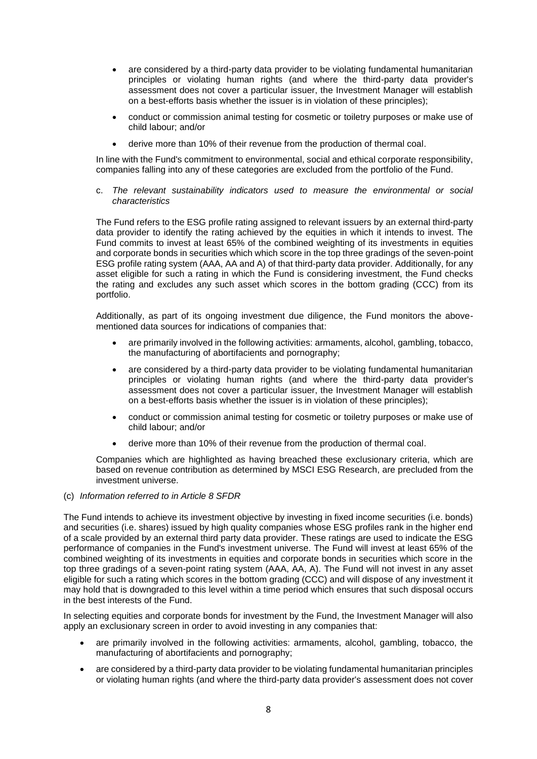- are considered by a third-party data provider to be violating fundamental humanitarian principles or violating human rights (and where the third-party data provider's assessment does not cover a particular issuer, the Investment Manager will establish on a best-efforts basis whether the issuer is in violation of these principles);
- conduct or commission animal testing for cosmetic or toiletry purposes or make use of child labour; and/or
- derive more than 10% of their revenue from the production of thermal coal.

In line with the Fund's commitment to environmental, social and ethical corporate responsibility, companies falling into any of these categories are excluded from the portfolio of the Fund.

c. *The relevant sustainability indicators used to measure the environmental or social characteristics*

The Fund refers to the ESG profile rating assigned to relevant issuers by an external third-party data provider to identify the rating achieved by the equities in which it intends to invest. The Fund commits to invest at least 65% of the combined weighting of its investments in equities and corporate bonds in securities which which score in the top three gradings of the seven-point ESG profile rating system (AAA, AA and A) of that third-party data provider. Additionally, for any asset eligible for such a rating in which the Fund is considering investment, the Fund checks the rating and excludes any such asset which scores in the bottom grading (CCC) from its portfolio.

Additionally, as part of its ongoing investment due diligence, the Fund monitors the above-mentioned data sources for indications of companies that:

- are primarily involved in the following activities: armaments, alcohol, gambling, tobacco, the manufacturing of abortifacients and pornography;
- are considered by a third-party data provider to be violating fundamental humanitarian principles or violating human rights (and where the third-party data provider's assessment does not cover a particular issuer, the Investment Manager will establish on a best-efforts basis whether the issuer is in violation of these principles);
- conduct or commission animal testing for cosmetic or toiletry purposes or make use of child labour; and/or
- derive more than 10% of their revenue from the production of thermal coal.

Companies which are highlighted as having breached these exclusionary criteria, which are based on revenue contribution as determined by MSCI ESG Research, are precluded from the investment universe.

(c) *Information referred to in Article 8 SFDR*

The Fund intends to achieve its investment objective by investing in fixed income securities (i.e. bonds) and securities (i.e. shares) issued by high quality companies whose ESG profiles rank in the higher end of a scale provided by an external third party data provider. These ratings are used to indicate the ESG performance of companies in the Fund's investment universe. The Fund will invest at least 65% of the combined weighting of its investments in equities and corporate bonds in securities which score in the top three gradings of a seven-point rating system (AAA, AA, A). The Fund will not invest in any asset eligible for such a rating which scores in the bottom grading (CCC) and will dispose of any investment it may hold that is downgraded to this level within a time period which ensures that such disposal occurs in the best interests of the Fund.

In selecting equities and corporate bonds for investment by the Fund, the Investment Manager will also apply an exclusionary screen in order to avoid investing in any companies that:

- are primarily involved in the following activities: armaments, alcohol, gambling, tobacco, the manufacturing of abortifacients and pornography;
- are considered by a third-party data provider to be violating fundamental humanitarian principles or violating human rights (and where the third-party data provider's assessment does not cover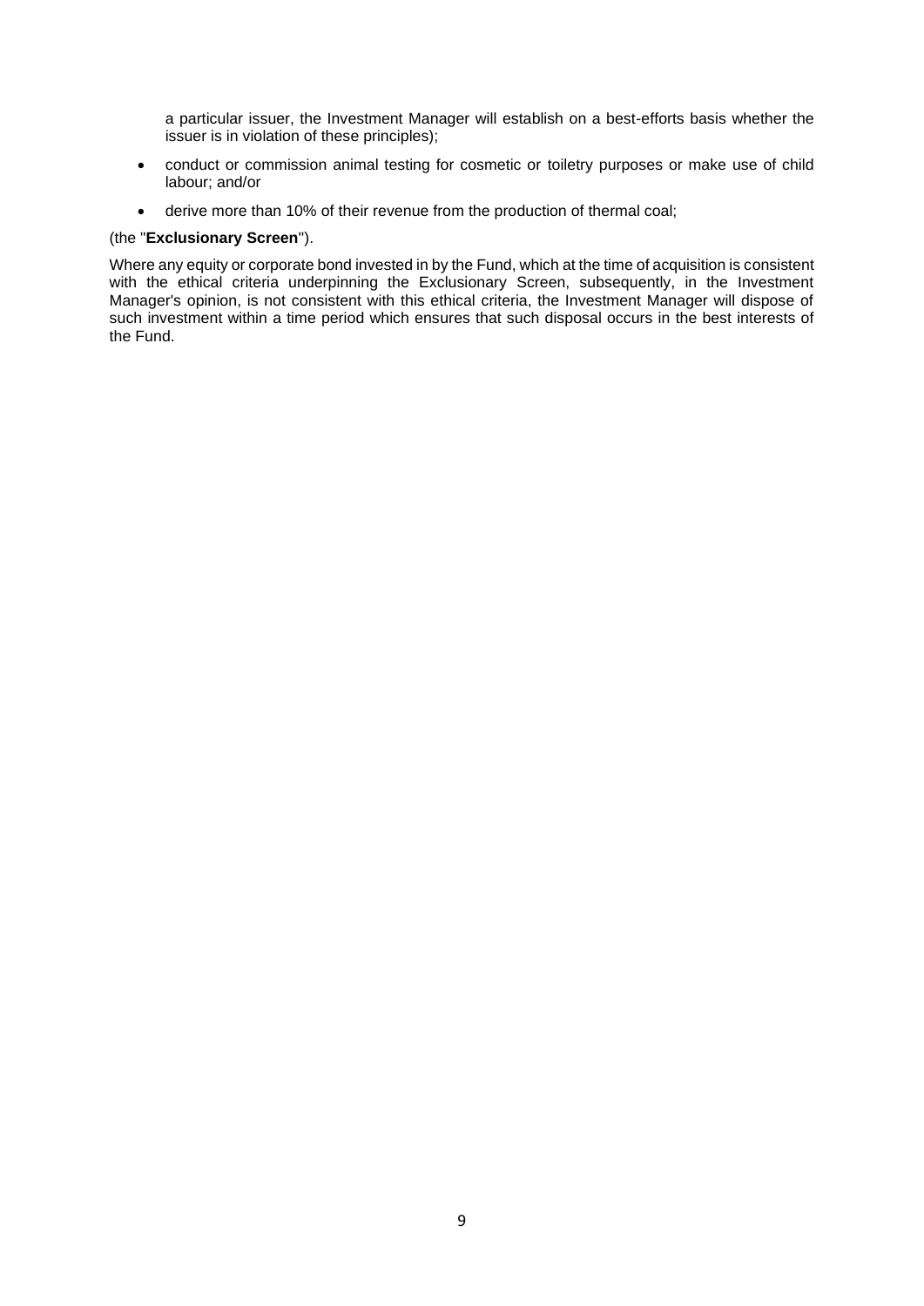a particular issuer, the Investment Manager will establish on a best-efforts basis whether the issuer is in violation of these principles);

- conduct or commission animal testing for cosmetic or toiletry purposes or make use of child labour; and/or
- derive more than 10% of their revenue from the production of thermal coal;

(the "**Exclusionary Screen**").

Where any equity or corporate bond invested in by the Fund, which at the time of acquisition is consistent with the ethical criteria underpinning the Exclusionary Screen, subsequently, in the Investment Manager's opinion, is not consistent with this ethical criteria, the Investment Manager will dispose of such investment within a time period which ensures that such disposal occurs in the best interests of the Fund.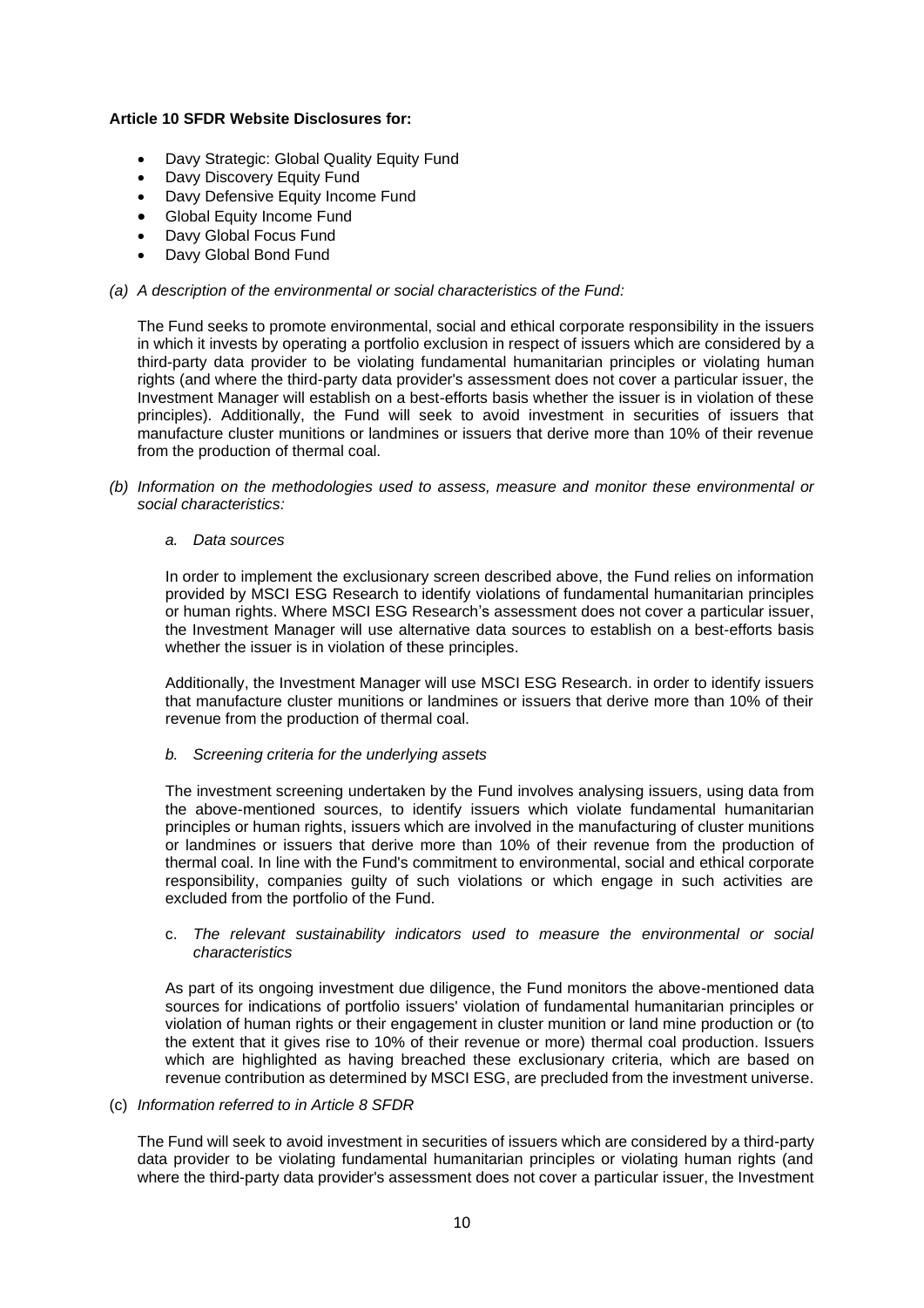**Article 10 SFDR Website Disclosures for:**

- Davy Strategic: Global Quality Equity Fund
- Davy Discovery Equity Fund
- Davy Defensive Equity Income Fund
- Global Equity Income Fund
- Davy Global Focus Fund
- Davy Global Bond Fund

*(a) A description of the environmental or social characteristics of the Fund:*

The Fund seeks to promote environmental, social and ethical corporate responsibility in the issuers in which it invests by operating a portfolio exclusion in respect of issuers which are considered by a third-party data provider to be violating fundamental humanitarian principles or violating human rights (and where the third-party data provider's assessment does not cover a particular issuer, the Investment Manager will establish on a best-efforts basis whether the issuer is in violation of these principles). Additionally, the Fund will seek to avoid investment in securities of issuers that manufacture cluster munitions or landmines or issuers that derive more than 10% of their revenue from the production of thermal coal.

*(b) Information on the methodologies used to assess, measure and monitor these environmental or social characteristics:*

*a. Data sources*

In order to implement the exclusionary screen described above, the Fund relies on information provided by MSCI ESG Research to identify violations of fundamental humanitarian principles or human rights. Where MSCI ESG Research's assessment does not cover a particular issuer, the Investment Manager will use alternative data sources to establish on a best-efforts basis whether the issuer is in violation of these principles.

Additionally, the Investment Manager will use MSCI ESG Research. in order to identify issuers that manufacture cluster munitions or landmines or issuers that derive more than 10% of their revenue from the production of thermal coal.

*b. Screening criteria for the underlying assets*

The investment screening undertaken by the Fund involves analysing issuers, using data from the above-mentioned sources, to identify issuers which violate fundamental humanitarian principles or human rights, issuers which are involved in the manufacturing of cluster munitions or landmines or issuers that derive more than 10% of their revenue from the production of thermal coal. In line with the Fund's commitment to environmental, social and ethical corporate responsibility, companies guilty of such violations or which engage in such activities are excluded from the portfolio of the Fund.

c. *The relevant sustainability indicators used to measure the environmental or social characteristics*

As part of its ongoing investment due diligence, the Fund monitors the above-mentioned data sources for indications of portfolio issuers' violation of fundamental humanitarian principles or violation of human rights or their engagement in cluster munition or land mine production or (to the extent that it gives rise to 10% of their revenue or more) thermal coal production. Issuers which are highlighted as having breached these exclusionary criteria, which are based on revenue contribution as determined by MSCI ESG, are precluded from the investment universe.

(c) *Information referred to in Article 8 SFDR*

The Fund will seek to avoid investment in securities of issuers which are considered by a third-party data provider to be violating fundamental humanitarian principles or violating human rights (and where the third-party data provider's assessment does not cover a particular issuer, the Investment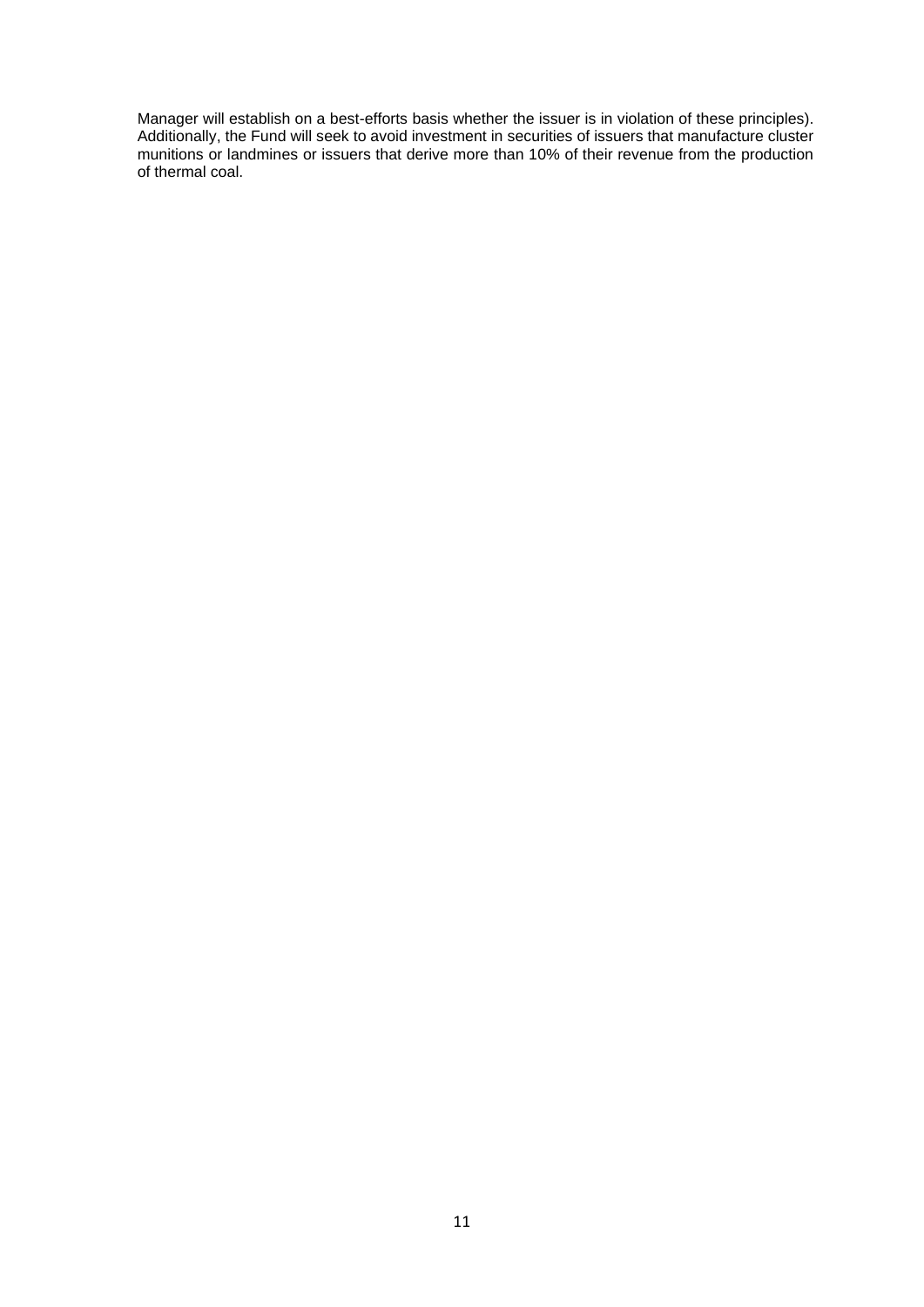Manager will establish on a best-efforts basis whether the issuer is in violation of these principles). Additionally, the Fund will seek to avoid investment in securities of issuers that manufacture cluster munitions or landmines or issuers that derive more than 10% of their revenue from the production of thermal coal.